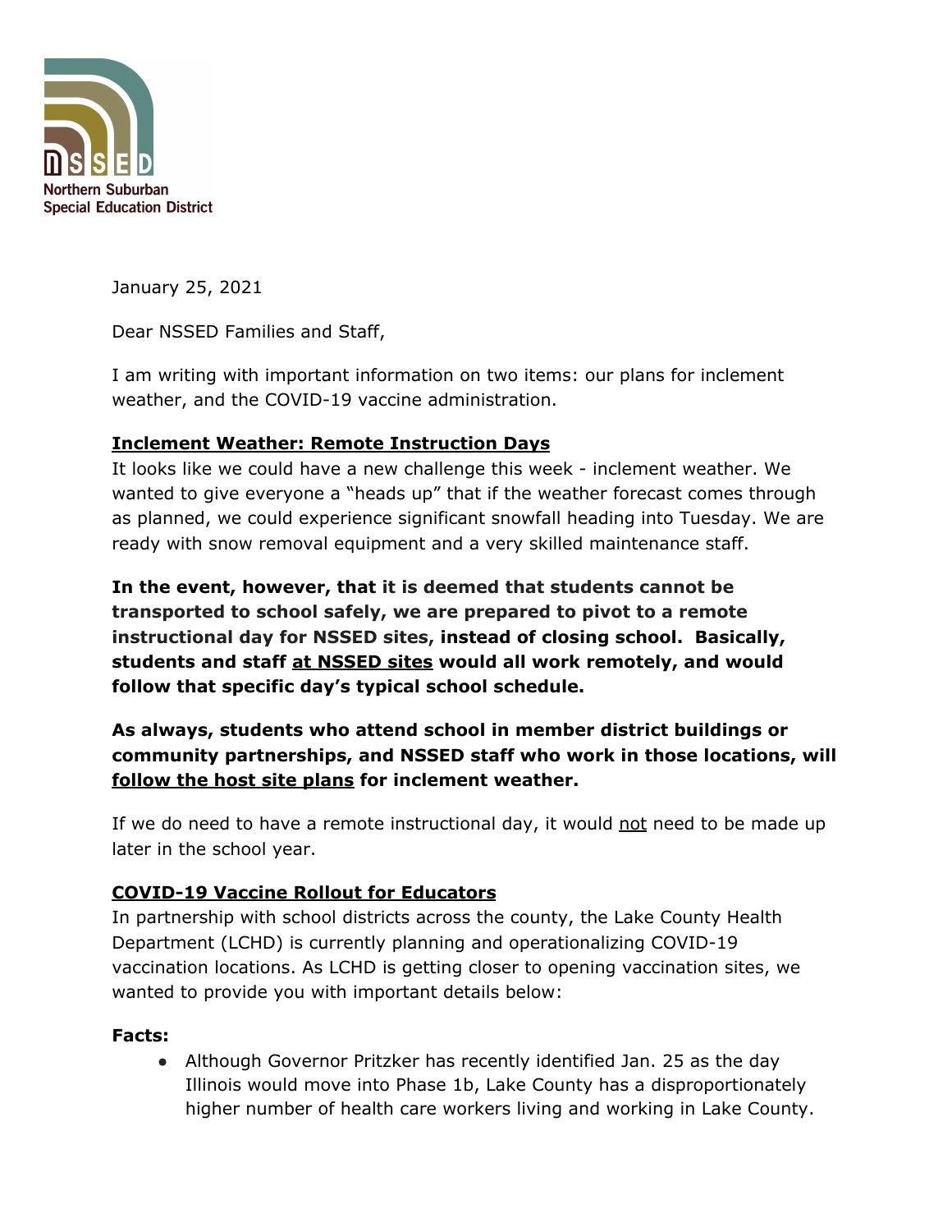Northern Suburban Special Education District

January 25, 2021

Dear NSSED Families and Staff,

I am writing with important information on two items: our plans for inclement weather, and the COVID-19 vaccine administration.

**Inclement Weather: Remote Instruction Days**

It looks like we could have a new challenge this week - inclement weather. We wanted to give everyone a "heads up" that if the weather forecast comes through as planned, we could experience significant snowfall heading into Tuesday. We are ready with snow removal equipment and a very skilled maintenance staff.

**In the event, however, that it is deemed that students cannot be transported to school safely, we are prepared to pivot to a remote instructional day for NSSED sites, instead of closing school. Basically, students and staff at NSSED sites would all work remotely, and would follow that specific day's typical school schedule.**

**As always, students who attend school in member district buildings or community partnerships, and NSSED staff who work in those locations, will follow the host site plans for inclement weather.**

If we do need to have a remote instructional day, it would not need to be made up later in the school year.

**COVID-19 Vaccine Rollout for Educators**

In partnership with school districts across the county, the Lake County Health Department (LCHD) is currently planning and operationalizing COVID-19 vaccination locations. As LCHD is getting closer to opening vaccination sites, we wanted to provide you with important details below:

**Facts:**

- Although Governor Pritzker has recently identified Jan. 25 as the day Illinois would move into Phase 1b, Lake County has a disproportionately higher number of health care workers living and working in Lake County.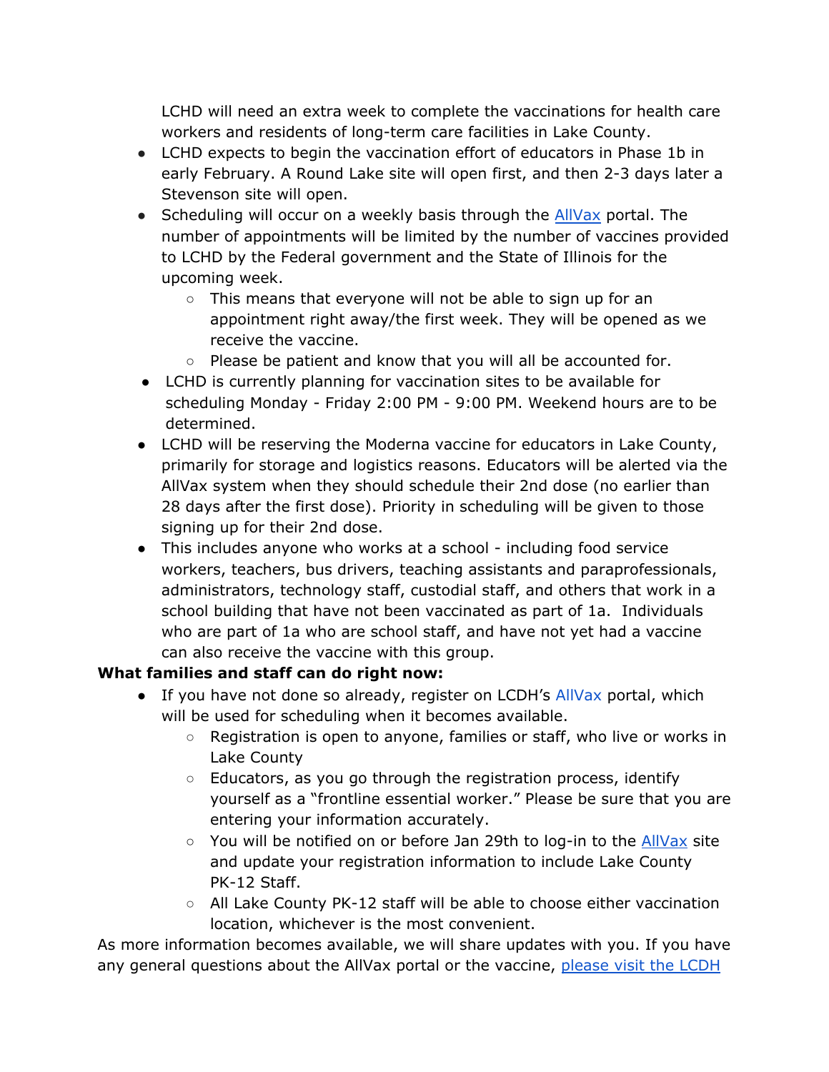LCHD will need an extra week to complete the vaccinations for health care workers and residents of long-term care facilities in Lake County.

- LCHD expects to begin the vaccination effort of educators in Phase 1b in early February. A Round Lake site will open first, and then 2-3 days later a Stevenson site will open.
- Scheduling will occur on a weekly basis through the AllVax portal. The number of appointments will be limited by the number of vaccines provided to LCHD by the Federal government and the State of Illinois for the upcoming week.
  - This means that everyone will not be able to sign up for an appointment right away/the first week. They will be opened as we receive the vaccine.
  - Please be patient and know that you will all be accounted for.
- LCHD is currently planning for vaccination sites to be available for scheduling Monday - Friday 2:00 PM - 9:00 PM. Weekend hours are to be determined.
- LCHD will be reserving the Moderna vaccine for educators in Lake County, primarily for storage and logistics reasons. Educators will be alerted via the AllVax system when they should schedule their 2nd dose (no earlier than 28 days after the first dose). Priority in scheduling will be given to those signing up for their 2nd dose.
- This includes anyone who works at a school - including food service workers, teachers, bus drivers, teaching assistants and paraprofessionals, administrators, technology staff, custodial staff, and others that work in a school building that have not been vaccinated as part of 1a. Individuals who are part of 1a who are school staff, and have not yet had a vaccine can also receive the vaccine with this group.

**What families and staff can do right now:**

- If you have not done so already, register on LCDH's AllVax portal, which will be used for scheduling when it becomes available.
  - Registration is open to anyone, families or staff, who live or works in Lake County
  - Educators, as you go through the registration process, identify yourself as a "frontline essential worker." Please be sure that you are entering your information accurately.
  - You will be notified on or before Jan 29th to log-in to the AllVax site and update your registration information to include Lake County PK-12 Staff.
  - All Lake County PK-12 staff will be able to choose either vaccination location, whichever is the most convenient.

As more information becomes available, we will share updates with you. If you have any general questions about the AllVax portal or the vaccine, please visit the LCDH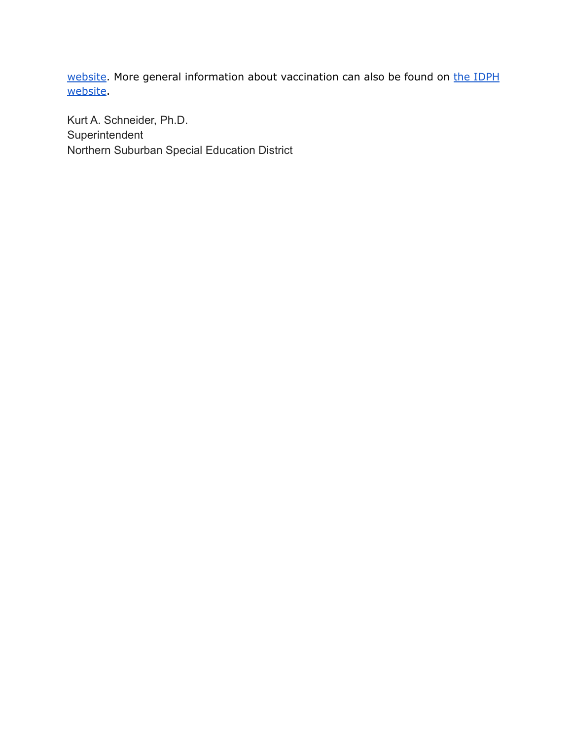website. More general information about vaccination can also be found on the IDPH website.

Kurt A. Schneider, Ph.D.
Superintendent
Northern Suburban Special Education District